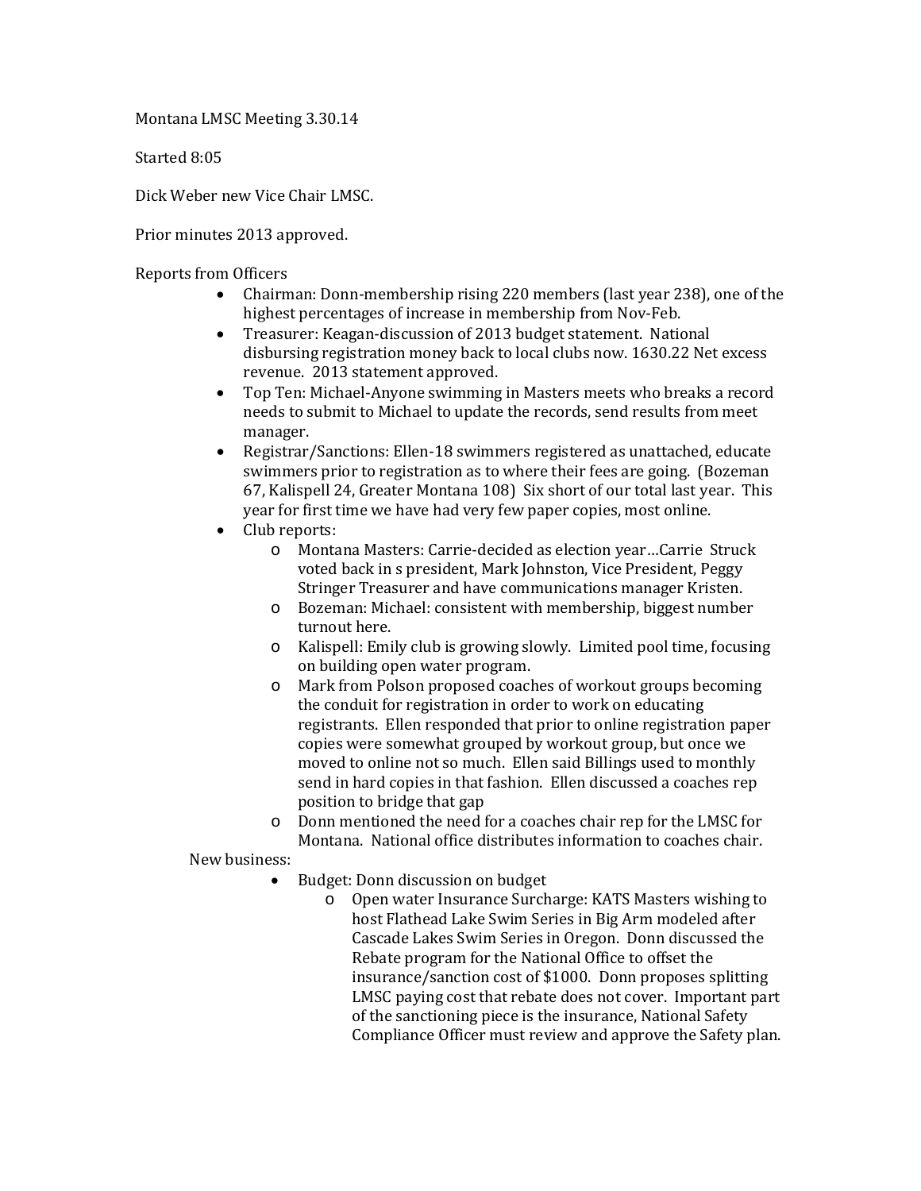Montana LMSC Meeting 3.30.14

Started 8:05

Dick Weber new Vice Chair LMSC.

Prior minutes 2013 approved.

Reports from Officers

- Chairman: Donn-membership rising 220 members (last year 238), one of the highest percentages of increase in membership from Nov-Feb.
- Treasurer: Keagan-discussion of 2013 budget statement. National disbursing registration money back to local clubs now. 1630.22 Net excess revenue. 2013 statement approved.
- Top Ten: Michael-Anyone swimming in Masters meets who breaks a record needs to submit to Michael to update the records, send results from meet manager.
- Registrar/Sanctions: Ellen-18 swimmers registered as unattached, educate swimmers prior to registration as to where their fees are going. (Bozeman 67, Kalispell 24, Greater Montana 108) Six short of our total last year. This year for first time we have had very few paper copies, most online.
- Club reports:
  - Montana Masters: Carrie-decided as election year…Carrie Struck voted back in s president, Mark Johnston, Vice President, Peggy Stringer Treasurer and have communications manager Kristen.
  - Bozeman: Michael: consistent with membership, biggest number turnout here.
  - Kalispell: Emily club is growing slowly. Limited pool time, focusing on building open water program.
  - Mark from Polson proposed coaches of workout groups becoming the conduit for registration in order to work on educating registrants. Ellen responded that prior to online registration paper copies were somewhat grouped by workout group, but once we moved to online not so much. Ellen said Billings used to monthly send in hard copies in that fashion. Ellen discussed a coaches rep position to bridge that gap
  - Donn mentioned the need for a coaches chair rep for the LMSC for Montana. National office distributes information to coaches chair.

New business:

- Budget: Donn discussion on budget
  - Open water Insurance Surcharge: KATS Masters wishing to host Flathead Lake Swim Series in Big Arm modeled after Cascade Lakes Swim Series in Oregon. Donn discussed the Rebate program for the National Office to offset the insurance/sanction cost of $1000. Donn proposes splitting LMSC paying cost that rebate does not cover. Important part of the sanctioning piece is the insurance, National Safety Compliance Officer must review and approve the Safety plan.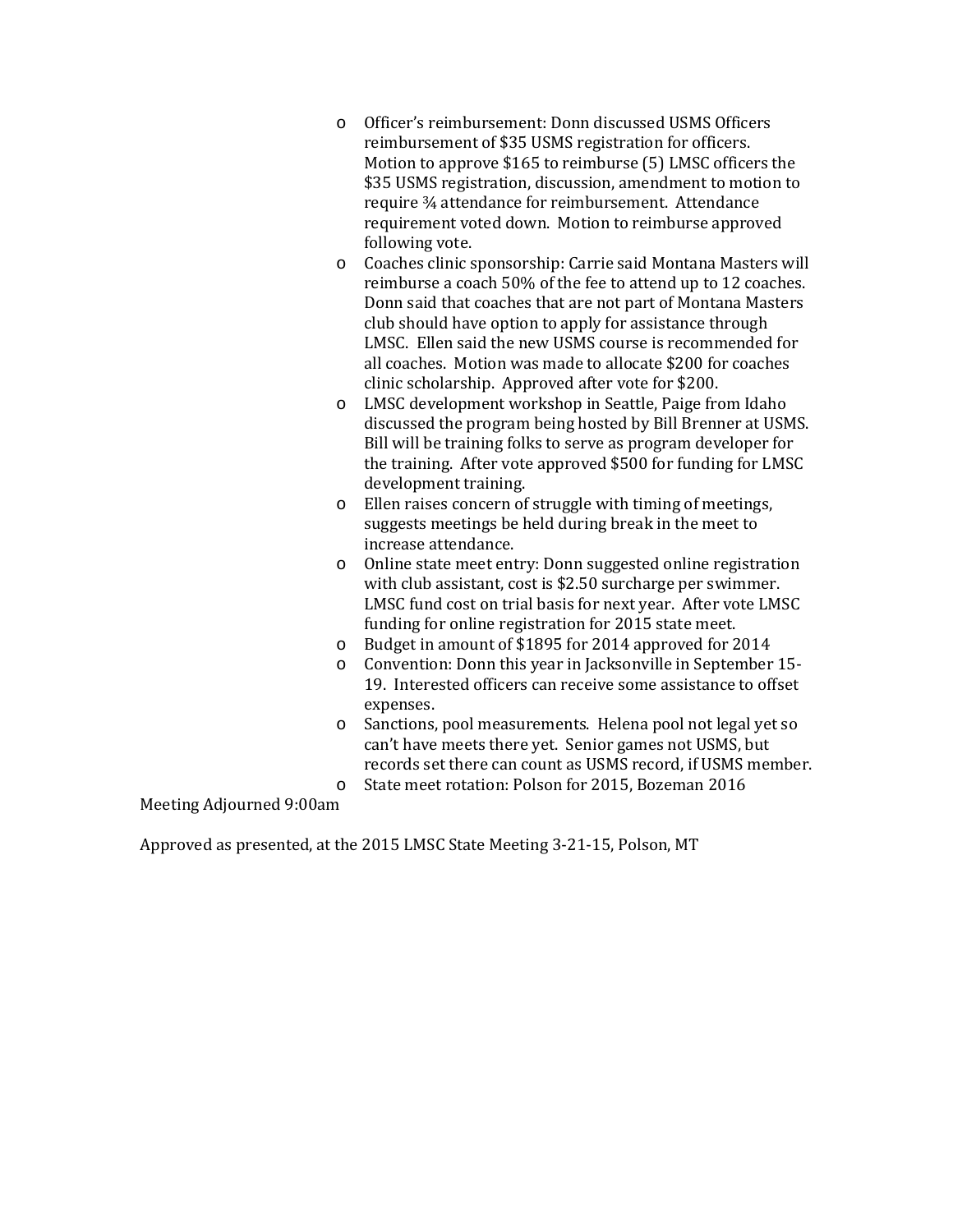- Officer's reimbursement: Donn discussed USMS Officers reimbursement of $35 USMS registration for officers. Motion to approve $165 to reimburse (5) LMSC officers the $35 USMS registration, discussion, amendment to motion to require ¾ attendance for reimbursement. Attendance requirement voted down. Motion to reimburse approved following vote.
- Coaches clinic sponsorship: Carrie said Montana Masters will reimburse a coach 50% of the fee to attend up to 12 coaches. Donn said that coaches that are not part of Montana Masters club should have option to apply for assistance through LMSC. Ellen said the new USMS course is recommended for all coaches. Motion was made to allocate $200 for coaches clinic scholarship. Approved after vote for $200.
- LMSC development workshop in Seattle, Paige from Idaho discussed the program being hosted by Bill Brenner at USMS. Bill will be training folks to serve as program developer for the training. After vote approved $500 for funding for LMSC development training.
- Ellen raises concern of struggle with timing of meetings, suggests meetings be held during break in the meet to increase attendance.
- Online state meet entry: Donn suggested online registration with club assistant, cost is $2.50 surcharge per swimmer. LMSC fund cost on trial basis for next year. After vote LMSC funding for online registration for 2015 state meet.
- Budget in amount of $1895 for 2014 approved for 2014
- Convention: Donn this year in Jacksonville in September 15-19. Interested officers can receive some assistance to offset expenses.
- Sanctions, pool measurements. Helena pool not legal yet so can't have meets there yet. Senior games not USMS, but records set there can count as USMS record, if USMS member.
- State meet rotation: Polson for 2015, Bozeman 2016

Meeting Adjourned 9:00am

Approved as presented, at the 2015 LMSC State Meeting 3-21-15, Polson, MT